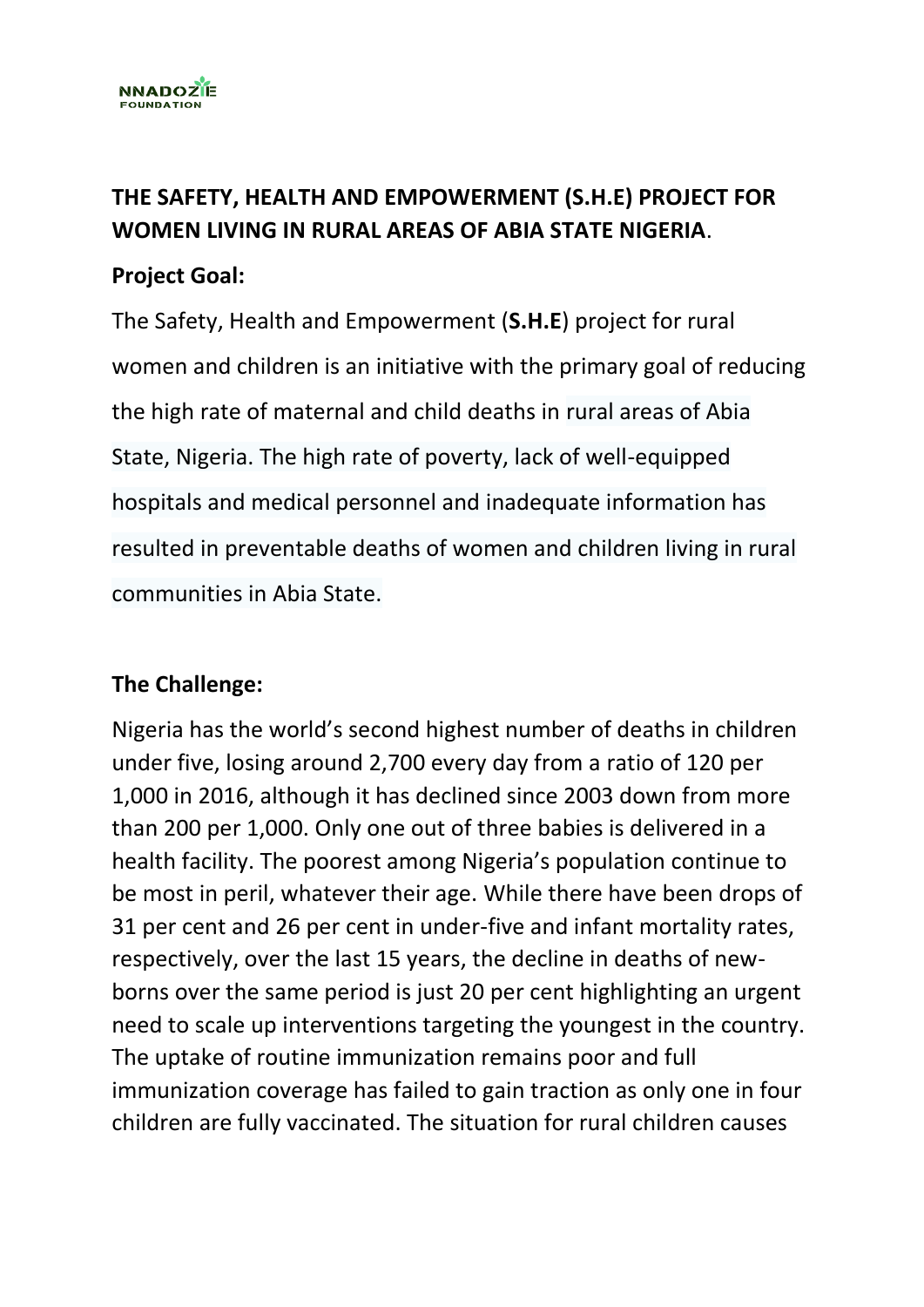**THE SAFETY, HEALTH AND EMPOWERMENT (S.H.E) PROJECT FOR WOMEN LIVING IN RURAL AREAS OF ABIA STATE NIGERIA**.

**Project Goal:**

The Safety, Health and Empowerment (**S.H.E**) project for rural women and children is an initiative with the primary goal of reducing the high rate of maternal and child deaths in rural areas of Abia State, Nigeria. The high rate of poverty, lack of well-equipped hospitals and medical personnel and inadequate information has resulted in preventable deaths of women and children living in rural communities in Abia State.

**The Challenge:**

Nigeria has the world's second highest number of deaths in children under five, losing around 2,700 every day from a ratio of 120 per 1,000 in 2016, although it has declined since 2003 down from more than 200 per 1,000. Only one out of three babies is delivered in a health facility. The poorest among Nigeria's population continue to be most in peril, whatever their age. While there have been drops of 31 per cent and 26 per cent in under-five and infant mortality rates, respectively, over the last 15 years, the decline in deaths of new-borns over the same period is just 20 per cent highlighting an urgent need to scale up interventions targeting the youngest in the country. The uptake of routine immunization remains poor and full immunization coverage has failed to gain traction as only one in four children are fully vaccinated. The situation for rural children causes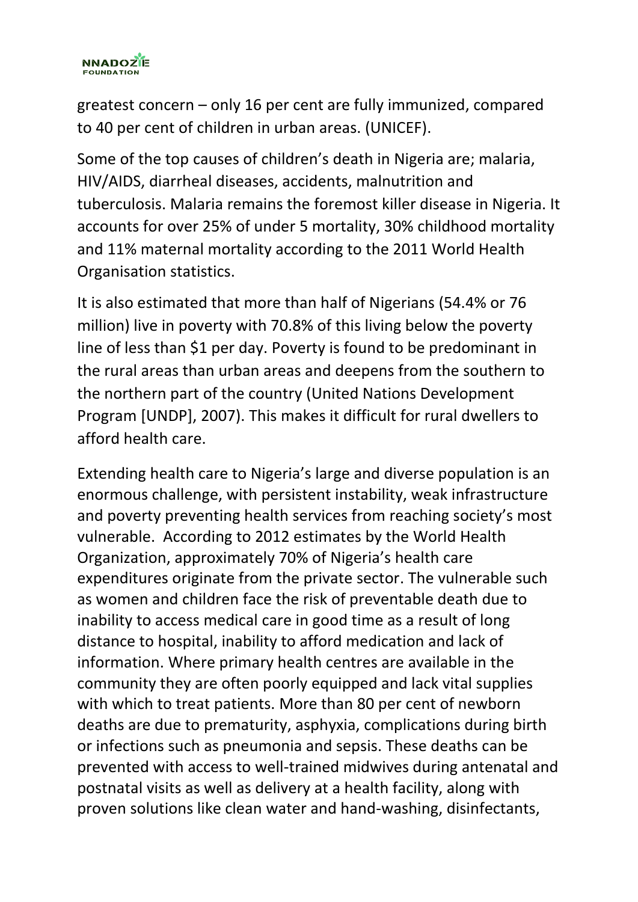greatest concern – only 16 per cent are fully immunized, compared to 40 per cent of children in urban areas. (UNICEF).

Some of the top causes of children's death in Nigeria are; malaria, HIV/AIDS, diarrheal diseases, accidents, malnutrition and tuberculosis. Malaria remains the foremost killer disease in Nigeria. It accounts for over 25% of under 5 mortality, 30% childhood mortality and 11% maternal mortality according to the 2011 World Health Organisation statistics.

It is also estimated that more than half of Nigerians (54.4% or 76 million) live in poverty with 70.8% of this living below the poverty line of less than $1 per day. Poverty is found to be predominant in the rural areas than urban areas and deepens from the southern to the northern part of the country (United Nations Development Program [UNDP], 2007). This makes it difficult for rural dwellers to afford health care.

Extending health care to Nigeria's large and diverse population is an enormous challenge, with persistent instability, weak infrastructure and poverty preventing health services from reaching society's most vulnerable. According to 2012 estimates by the World Health Organization, approximately 70% of Nigeria's health care expenditures originate from the private sector. The vulnerable such as women and children face the risk of preventable death due to inability to access medical care in good time as a result of long distance to hospital, inability to afford medication and lack of information. Where primary health centres are available in the community they are often poorly equipped and lack vital supplies with which to treat patients. More than 80 per cent of newborn deaths are due to prematurity, asphyxia, complications during birth or infections such as pneumonia and sepsis. These deaths can be prevented with access to well-trained midwives during antenatal and postnatal visits as well as delivery at a health facility, along with proven solutions like clean water and hand-washing, disinfectants,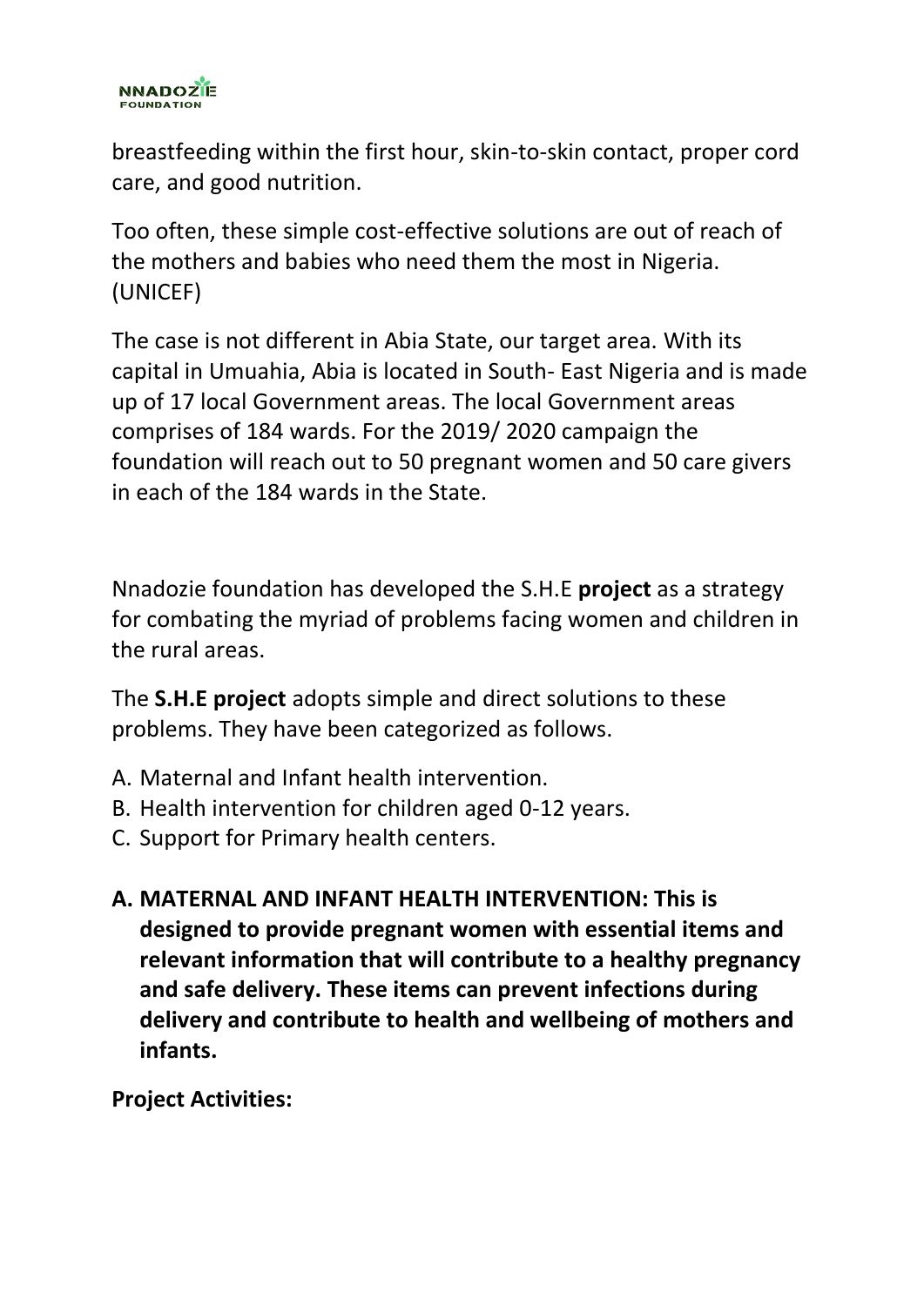breastfeeding within the first hour, skin-to-skin contact, proper cord care, and good nutrition.

Too often, these simple cost-effective solutions are out of reach of the mothers and babies who need them the most in Nigeria. (UNICEF)

The case is not different in Abia State, our target area. With its capital in Umuahia, Abia is located in South- East Nigeria and is made up of 17 local Government areas. The local Government areas comprises of 184 wards. For the 2019/ 2020 campaign the foundation will reach out to 50 pregnant women and 50 care givers in each of the 184 wards in the State.

Nnadozie foundation has developed the S.H.E **project** as a strategy for combating the myriad of problems facing women and children in the rural areas.

The **S.H.E project** adopts simple and direct solutions to these problems. They have been categorized as follows.

A. Maternal and Infant health intervention.
B. Health intervention for children aged 0-12 years.
C. Support for Primary health centers.

**A. MATERNAL AND INFANT HEALTH INTERVENTION: This is designed to provide pregnant women with essential items and relevant information that will contribute to a healthy pregnancy and safe delivery. These items can prevent infections during delivery and contribute to health and wellbeing of mothers and infants.**

**Project Activities:**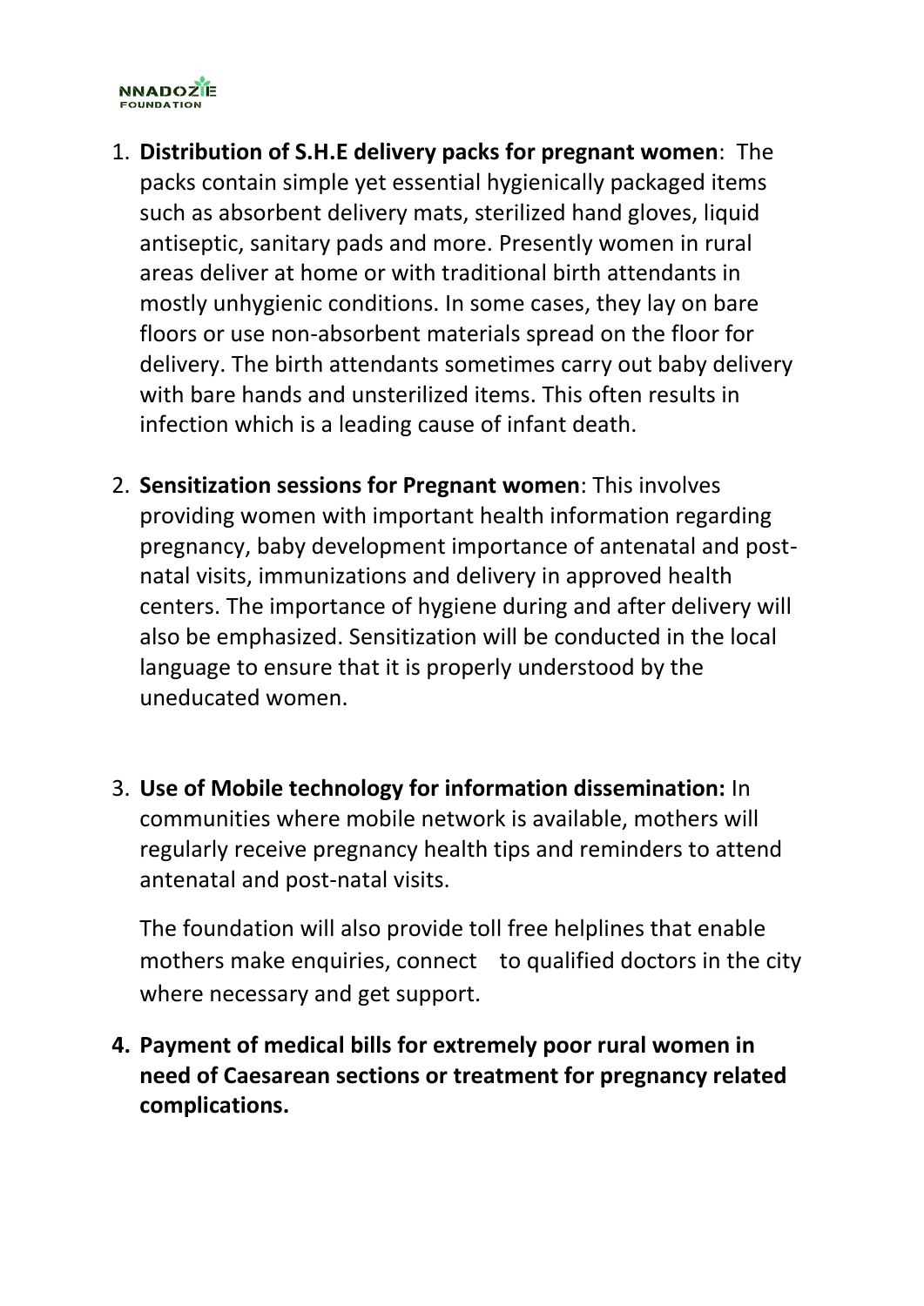1. **Distribution of S.H.E delivery packs for pregnant women**: The packs contain simple yet essential hygienically packaged items such as absorbent delivery mats, sterilized hand gloves, liquid antiseptic, sanitary pads and more. Presently women in rural areas deliver at home or with traditional birth attendants in mostly unhygienic conditions. In some cases, they lay on bare floors or use non-absorbent materials spread on the floor for delivery. The birth attendants sometimes carry out baby delivery with bare hands and unsterilized items. This often results in infection which is a leading cause of infant death.

2. **Sensitization sessions for Pregnant women**: This involves providing women with important health information regarding pregnancy, baby development importance of antenatal and post-natal visits, immunizations and delivery in approved health centers. The importance of hygiene during and after delivery will also be emphasized. Sensitization will be conducted in the local language to ensure that it is properly understood by the uneducated women.

3. **Use of Mobile technology for information dissemination:** In communities where mobile network is available, mothers will regularly receive pregnancy health tips and reminders to attend antenatal and post-natal visits.

   The foundation will also provide toll free helplines that enable mothers make enquiries, connect to qualified doctors in the city where necessary and get support.

4. **Payment of medical bills for extremely poor rural women in need of Caesarean sections or treatment for pregnancy related complications.**